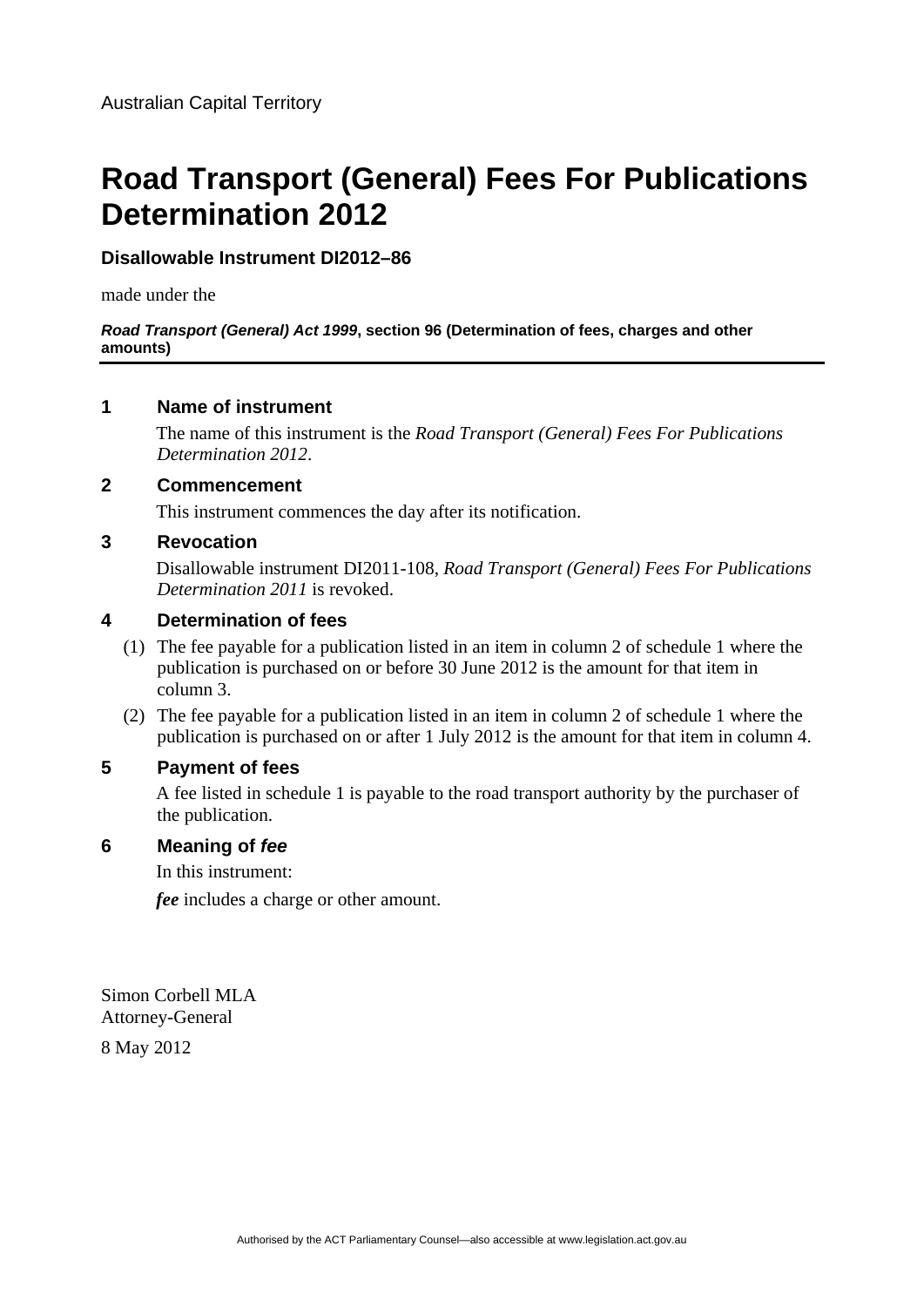Australian Capital Territory

# Road Transport (General) Fees For Publications Determination 2012

**Disallowable Instrument DI2012–86**

made under the

***Road Transport (General) Act 1999*, section 96 (Determination of fees, charges and other amounts)**

## 1 Name of instrument

The name of this instrument is the *Road Transport (General) Fees For Publications Determination 2012*.

## 2 Commencement

This instrument commences the day after its notification.

## 3 Revocation

Disallowable instrument DI2011-108, *Road Transport (General) Fees For Publications Determination 2011* is revoked.

## 4 Determination of fees

(1) The fee payable for a publication listed in an item in column 2 of schedule 1 where the publication is purchased on or before 30 June 2012 is the amount for that item in column 3.

(2) The fee payable for a publication listed in an item in column 2 of schedule 1 where the publication is purchased on or after 1 July 2012 is the amount for that item in column 4.

## 5 Payment of fees

A fee listed in schedule 1 is payable to the road transport authority by the purchaser of the publication.

## 6 Meaning of *fee*

In this instrument:

***fee*** includes a charge or other amount.

Simon Corbell MLA
Attorney-General

8 May 2012

Authorised by the ACT Parliamentary Counsel—also accessible at www.legislation.act.gov.au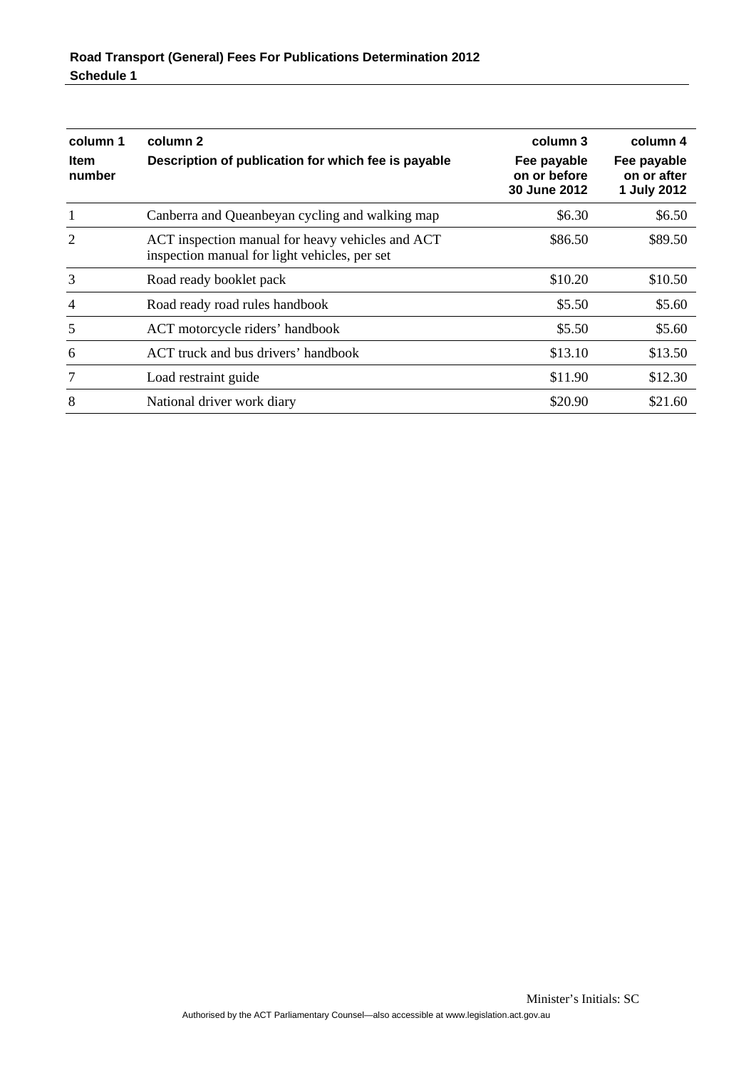| column 1<br>Item number | column 2<br>Description of publication for which fee is payable | column 3<br>Fee payable on or before 30 June 2012 | column 4<br>Fee payable on or after 1 July 2012 |
|---|---|---|---|
| 1 | Canberra and Queanbeyan cycling and walking map | $6.30 | $6.50 |
| 2 | ACT inspection manual for heavy vehicles and ACT inspection manual for light vehicles, per set | $86.50 | $89.50 |
| 3 | Road ready booklet pack | $10.20 | $10.50 |
| 4 | Road ready road rules handbook | $5.50 | $5.60 |
| 5 | ACT motorcycle riders' handbook | $5.50 | $5.60 |
| 6 | ACT truck and bus drivers' handbook | $13.10 | $13.50 |
| 7 | Load restraint guide | $11.90 | $12.30 |
| 8 | National driver work diary | $20.90 | $21.60 |

Minister's Initials: SC